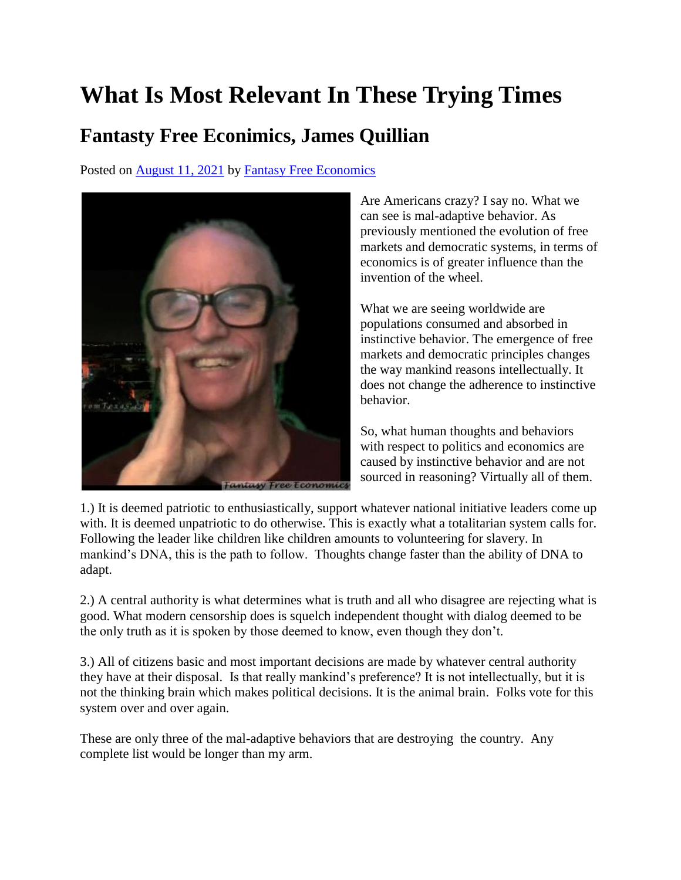# What Is Most Relevant In These Trying Times

## Fantasty Free Econimics, James Quillian

Posted on August 11, 2021 by Fantasy Free Economics

Are Americans crazy? I say no. What we can see is mal-adaptive behavior. As previously mentioned the evolution of free markets and democratic systems, in terms of economics is of greater influence than the invention of the wheel.

What we are seeing worldwide are populations consumed and absorbed in instinctive behavior. The emergence of free markets and democratic principles changes the way mankind reasons intellectually. It does not change the adherence to instinctive behavior.

So, what human thoughts and behaviors with respect to politics and economics are caused by instinctive behavior and are not sourced in reasoning? Virtually all of them.

1.) It is deemed patriotic to enthusiastically, support whatever national initiative leaders come up with. It is deemed unpatriotic to do otherwise. This is exactly what a totalitarian system calls for. Following the leader like children like children amounts to volunteering for slavery. In mankind's DNA, this is the path to follow. Thoughts change faster than the ability of DNA to adapt.

2.) A central authority is what determines what is truth and all who disagree are rejecting what is good. What modern censorship does is squelch independent thought with dialog deemed to be the only truth as it is spoken by those deemed to know, even though they don't.

3.) All of citizens basic and most important decisions are made by whatever central authority they have at their disposal. Is that really mankind's preference? It is not intellectually, but it is not the thinking brain which makes political decisions. It is the animal brain. Folks vote for this system over and over again.

These are only three of the mal-adaptive behaviors that are destroying the country. Any complete list would be longer than my arm.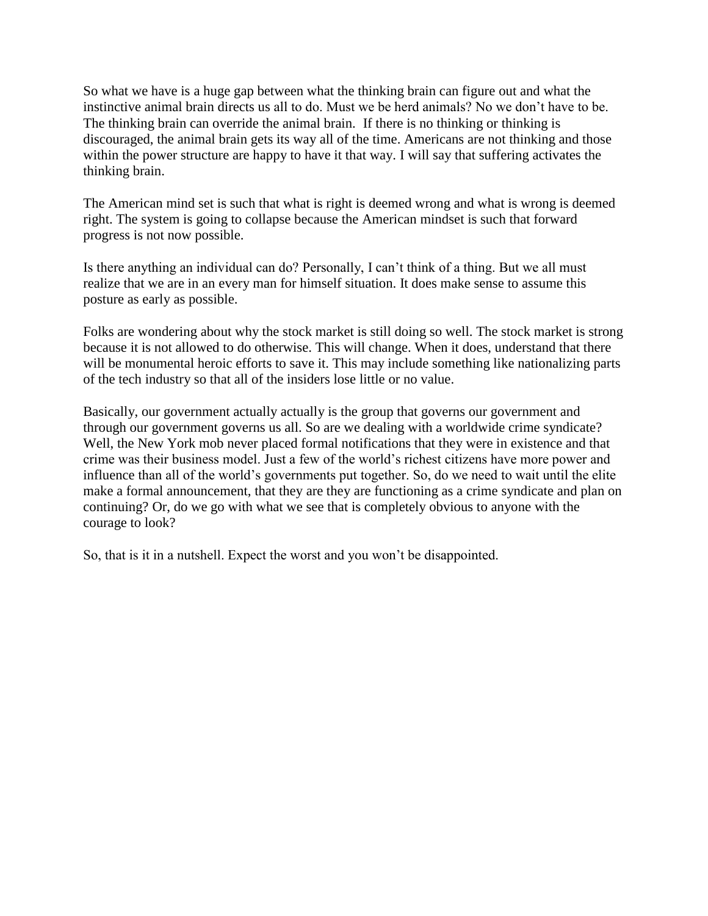So what we have is a huge gap between what the thinking brain can figure out and what the instinctive animal brain directs us all to do. Must we be herd animals? No we don't have to be. The thinking brain can override the animal brain. If there is no thinking or thinking is discouraged, the animal brain gets its way all of the time. Americans are not thinking and those within the power structure are happy to have it that way. I will say that suffering activates the thinking brain.

The American mind set is such that what is right is deemed wrong and what is wrong is deemed right. The system is going to collapse because the American mindset is such that forward progress is not now possible.

Is there anything an individual can do? Personally, I can't think of a thing. But we all must realize that we are in an every man for himself situation. It does make sense to assume this posture as early as possible.

Folks are wondering about why the stock market is still doing so well. The stock market is strong because it is not allowed to do otherwise. This will change. When it does, understand that there will be monumental heroic efforts to save it. This may include something like nationalizing parts of the tech industry so that all of the insiders lose little or no value.

Basically, our government actually actually is the group that governs our government and through our government governs us all. So are we dealing with a worldwide crime syndicate? Well, the New York mob never placed formal notifications that they were in existence and that crime was their business model. Just a few of the world's richest citizens have more power and influence than all of the world's governments put together. So, do we need to wait until the elite make a formal announcement, that they are they are functioning as a crime syndicate and plan on continuing? Or, do we go with what we see that is completely obvious to anyone with the courage to look?

So, that is it in a nutshell. Expect the worst and you won't be disappointed.